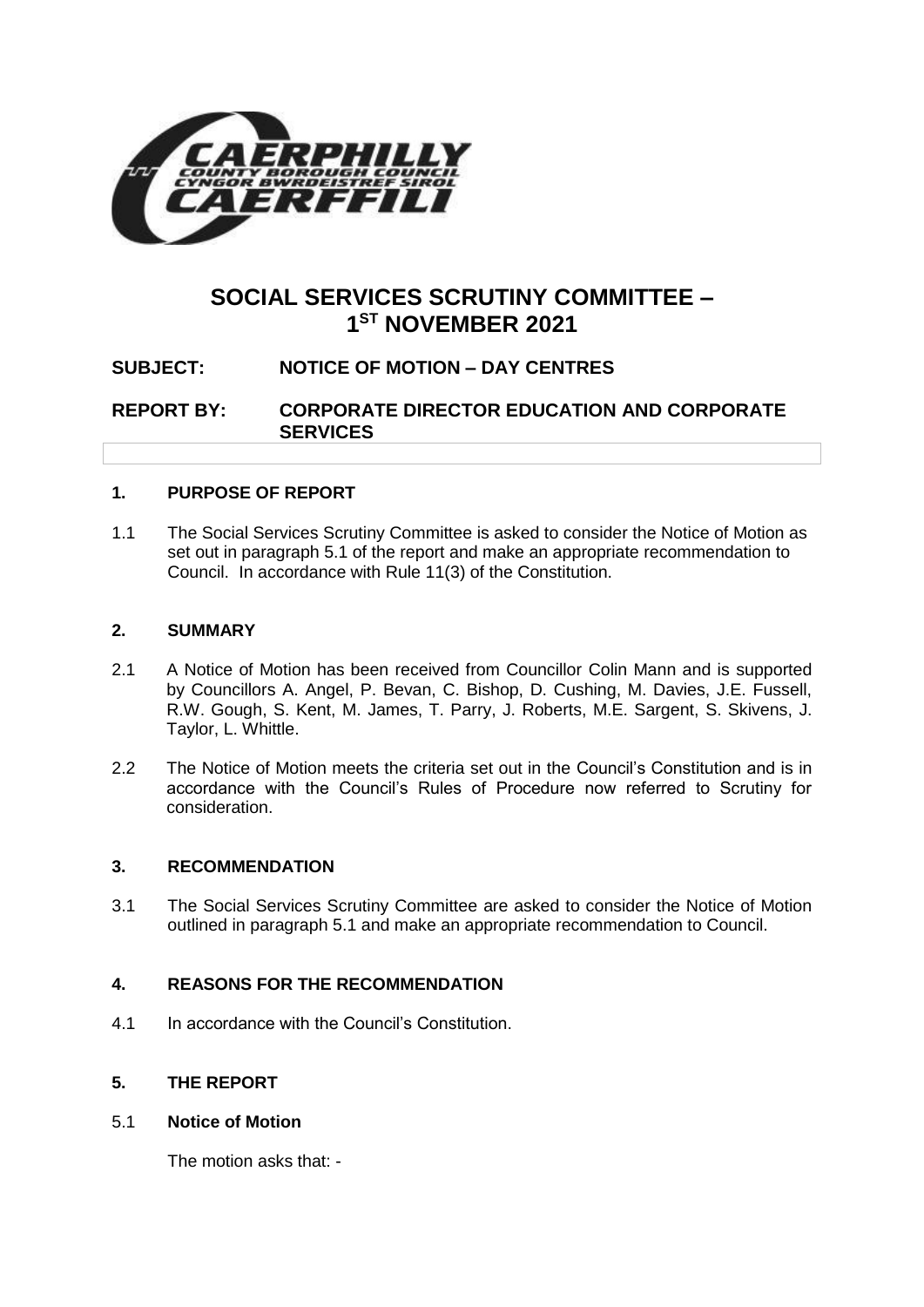# SOCIAL SERVICES SCRUTINY COMMITTEE – 1ST NOVEMBER 2021

**SUBJECT:** NOTICE OF MOTION – DAY CENTRES

**REPORT BY:** CORPORATE DIRECTOR EDUCATION AND CORPORATE SERVICES

## 1. PURPOSE OF REPORT

1.1 The Social Services Scrutiny Committee is asked to consider the Notice of Motion as set out in paragraph 5.1 of the report and make an appropriate recommendation to Council. In accordance with Rule 11(3) of the Constitution.

## 2. SUMMARY

2.1 A Notice of Motion has been received from Councillor Colin Mann and is supported by Councillors A. Angel, P. Bevan, C. Bishop, D. Cushing, M. Davies, J.E. Fussell, R.W. Gough, S. Kent, M. James, T. Parry, J. Roberts, M.E. Sargent, S. Skivens, J. Taylor, L. Whittle.

2.2 The Notice of Motion meets the criteria set out in the Council's Constitution and is in accordance with the Council's Rules of Procedure now referred to Scrutiny for consideration.

## 3. RECOMMENDATION

3.1 The Social Services Scrutiny Committee are asked to consider the Notice of Motion outlined in paragraph 5.1 and make an appropriate recommendation to Council.

## 4. REASONS FOR THE RECOMMENDATION

4.1 In accordance with the Council's Constitution.

## 5. THE REPORT

5.1 **Notice of Motion**

The motion asks that: -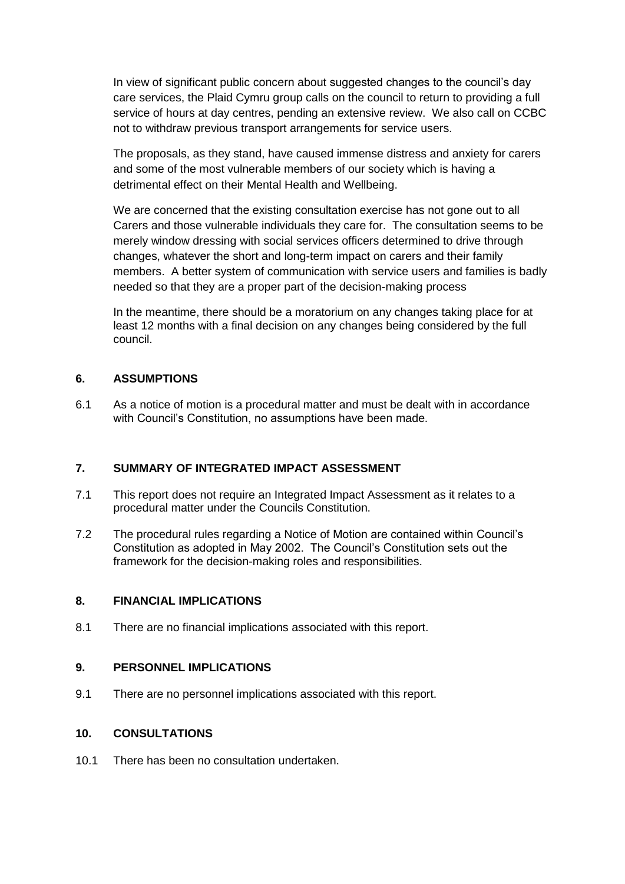In view of significant public concern about suggested changes to the council's day care services, the Plaid Cymru group calls on the council to return to providing a full service of hours at day centres, pending an extensive review. We also call on CCBC not to withdraw previous transport arrangements for service users.

The proposals, as they stand, have caused immense distress and anxiety for carers and some of the most vulnerable members of our society which is having a detrimental effect on their Mental Health and Wellbeing.

We are concerned that the existing consultation exercise has not gone out to all Carers and those vulnerable individuals they care for. The consultation seems to be merely window dressing with social services officers determined to drive through changes, whatever the short and long-term impact on carers and their family members. A better system of communication with service users and families is badly needed so that they are a proper part of the decision-making process

In the meantime, there should be a moratorium on any changes taking place for at least 12 months with a final decision on any changes being considered by the full council.

## 6. ASSUMPTIONS

6.1 As a notice of motion is a procedural matter and must be dealt with in accordance with Council's Constitution, no assumptions have been made.

## 7. SUMMARY OF INTEGRATED IMPACT ASSESSMENT

7.1 This report does not require an Integrated Impact Assessment as it relates to a procedural matter under the Councils Constitution.

7.2 The procedural rules regarding a Notice of Motion are contained within Council's Constitution as adopted in May 2002. The Council's Constitution sets out the framework for the decision-making roles and responsibilities.

## 8. FINANCIAL IMPLICATIONS

8.1 There are no financial implications associated with this report.

## 9. PERSONNEL IMPLICATIONS

9.1 There are no personnel implications associated with this report.

## 10. CONSULTATIONS

10.1 There has been no consultation undertaken.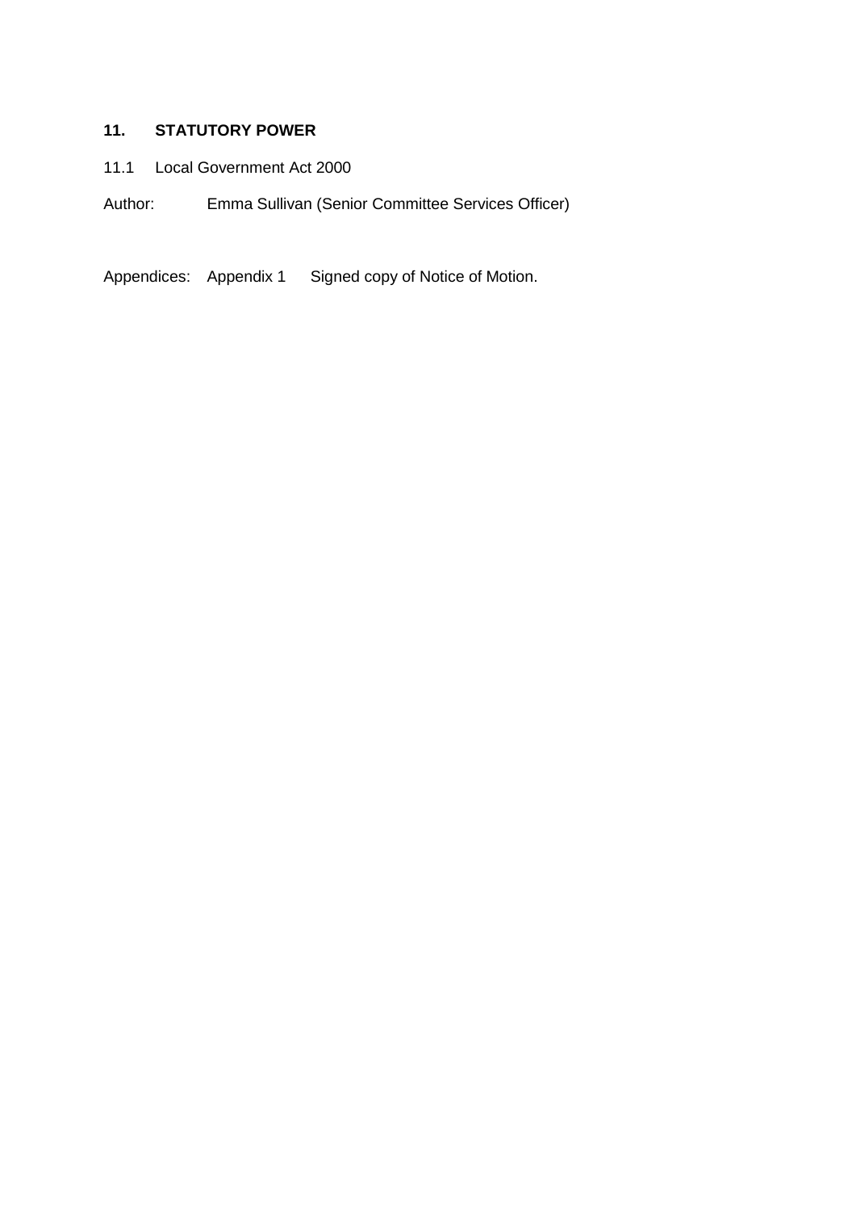## 11. STATUTORY POWER

11.1 Local Government Act 2000

Author: Emma Sullivan (Senior Committee Services Officer)

Appendices: Appendix 1 Signed copy of Notice of Motion.